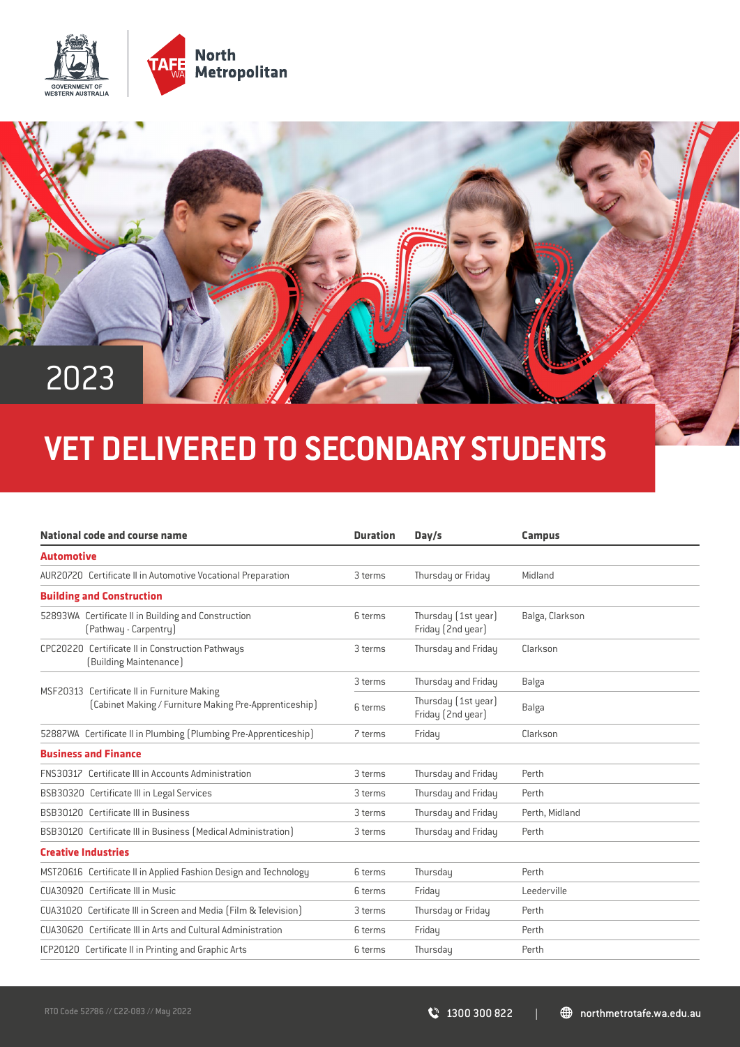North Metropolitan

2023

# VET DELIVERED TO SECONDARY STUDENTS

| National code and course name | Duration | Day/s | Campus |
|---|---|---|---|
| **Automotive** | | | |
| AUR20720 Certificate II in Automotive Vocational Preparation | 3 terms | Thursday or Friday | Midland |
| **Building and Construction** | | | |
| 52893WA Certificate II in Building and Construction (Pathway - Carpentry) | 6 terms | Thursday (1st year) Friday (2nd year) | Balga, Clarkson |
| CPC20220 Certificate II in Construction Pathways (Building Maintenance) | 3 terms | Thursday and Friday | Clarkson |
| MSF20313 Certificate II in Furniture Making (Cabinet Making / Furniture Making Pre-Apprenticeship) | 3 terms | Thursday and Friday | Balga |
| | 6 terms | Thursday (1st year) Friday (2nd year) | Balga |
| 52887WA Certificate II in Plumbing (Plumbing Pre-Apprenticeship) | 7 terms | Friday | Clarkson |
| **Business and Finance** | | | |
| FNS30317 Certificate III in Accounts Administration | 3 terms | Thursday and Friday | Perth |
| BSB30320 Certificate III in Legal Services | 3 terms | Thursday and Friday | Perth |
| BSB30120 Certificate III in Business | 3 terms | Thursday and Friday | Perth, Midland |
| BSB30120 Certificate III in Business (Medical Administration) | 3 terms | Thursday and Friday | Perth |
| **Creative Industries** | | | |
| MST20616 Certificate II in Applied Fashion Design and Technology | 6 terms | Thursday | Perth |
| CUA30920 Certificate III in Music | 6 terms | Friday | Leederville |
| CUA31020 Certificate III in Screen and Media (Film & Television) | 3 terms | Thursday or Friday | Perth |
| CUA30620 Certificate III in Arts and Cultural Administration | 6 terms | Friday | Perth |
| ICP20120 Certificate II in Printing and Graphic Arts | 6 terms | Thursday | Perth |

RTO Code 52786 // C22-083 // May 2022

1300 300 822 | northmetrotafe.wa.edu.au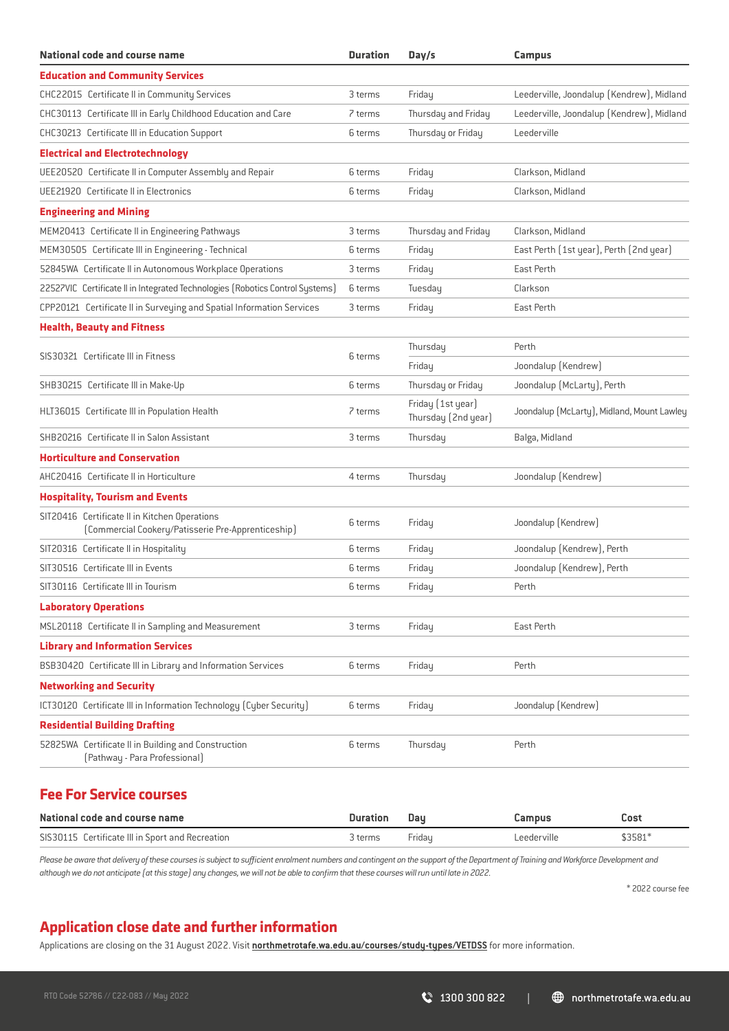| National code and course name | Duration | Day/s | Campus |
|---|---|---|---|
| **Education and Community Services** | | | |
| CHC22015 Certificate II in Community Services | 3 terms | Friday | Leederville, Joondalup (Kendrew), Midland |
| CHC30113 Certificate III in Early Childhood Education and Care | 7 terms | Thursday and Friday | Leederville, Joondalup (Kendrew), Midland |
| CHC30213 Certificate III in Education Support | 6 terms | Thursday or Friday | Leederville |
| **Electrical and Electrotechnology** | | | |
| UEE20520 Certificate II in Computer Assembly and Repair | 6 terms | Friday | Clarkson, Midland |
| UEE21920 Certificate II in Electronics | 6 terms | Friday | Clarkson, Midland |
| **Engineering and Mining** | | | |
| MEM20413 Certificate II in Engineering Pathways | 3 terms | Thursday and Friday | Clarkson, Midland |
| MEM30505 Certificate III in Engineering - Technical | 6 terms | Friday | East Perth (1st year), Perth (2nd year) |
| 52845WA Certificate II in Autonomous Workplace Operations | 3 terms | Friday | East Perth |
| 22527VIC Certificate II in Integrated Technologies (Robotics Control Systems) | 6 terms | Tuesday | Clarkson |
| CPP20121 Certificate II in Surveying and Spatial Information Services | 3 terms | Friday | East Perth |
| **Health, Beauty and Fitness** | | | |
| SIS30321 Certificate III in Fitness | 6 terms | Thursday | Perth |
| | | Friday | Joondalup (Kendrew) |
| SHB30215 Certificate III in Make-Up | 6 terms | Thursday or Friday | Joondalup (McLarty), Perth |
| HLT36015 Certificate III in Population Health | 7 terms | Friday (1st year) Thursday (2nd year) | Joondalup (McLarty), Midland, Mount Lawley |
| SHB20216 Certificate II in Salon Assistant | 3 terms | Thursday | Balga, Midland |
| **Horticulture and Conservation** | | | |
| AHC20416 Certificate II in Horticulture | 4 terms | Thursday | Joondalup (Kendrew) |
| **Hospitality, Tourism and Events** | | | |
| SIT20416 Certificate II in Kitchen Operations (Commercial Cookery/Patisserie Pre-Apprenticeship) | 6 terms | Friday | Joondalup (Kendrew) |
| SIT20316 Certificate II in Hospitality | 6 terms | Friday | Joondalup (Kendrew), Perth |
| SIT30516 Certificate III in Events | 6 terms | Friday | Joondalup (Kendrew), Perth |
| SIT30116 Certificate III in Tourism | 6 terms | Friday | Perth |
| **Laboratory Operations** | | | |
| MSL20118 Certificate II in Sampling and Measurement | 3 terms | Friday | East Perth |
| **Library and Information Services** | | | |
| BSB30420 Certificate III in Library and Information Services | 6 terms | Friday | Perth |
| **Networking and Security** | | | |
| ICT30120 Certificate III in Information Technology (Cyber Security) | 6 terms | Friday | Joondalup (Kendrew) |
| **Residential Building Drafting** | | | |
| 52825WA Certificate II in Building and Construction (Pathway - Para Professional) | 6 terms | Thursday | Perth |

## Fee For Service courses

| National code and course name | Duration | Day | Campus | Cost |
|---|---|---|---|---|
| SIS30115 Certificate III in Sport and Recreation | 3 terms | Friday | Leederville | $3581* |

*Please be aware that delivery of these courses is subject to sufficient enrolment numbers and contingent on the support of the Department of Training and Workforce Development and although we do not anticipate (at this stage) any changes, we will not be able to confirm that these courses will run until late in 2022.*

\* 2022 course fee

## Application close date and further information

Applications are closing on the 31 August 2022. Visit **northmetrotafe.wa.edu.au/courses/study-types/VETDSS** for more information.

RTO Code 52786 // C22-083 // May 2022

1300 300 822 | northmetrotafe.wa.edu.au